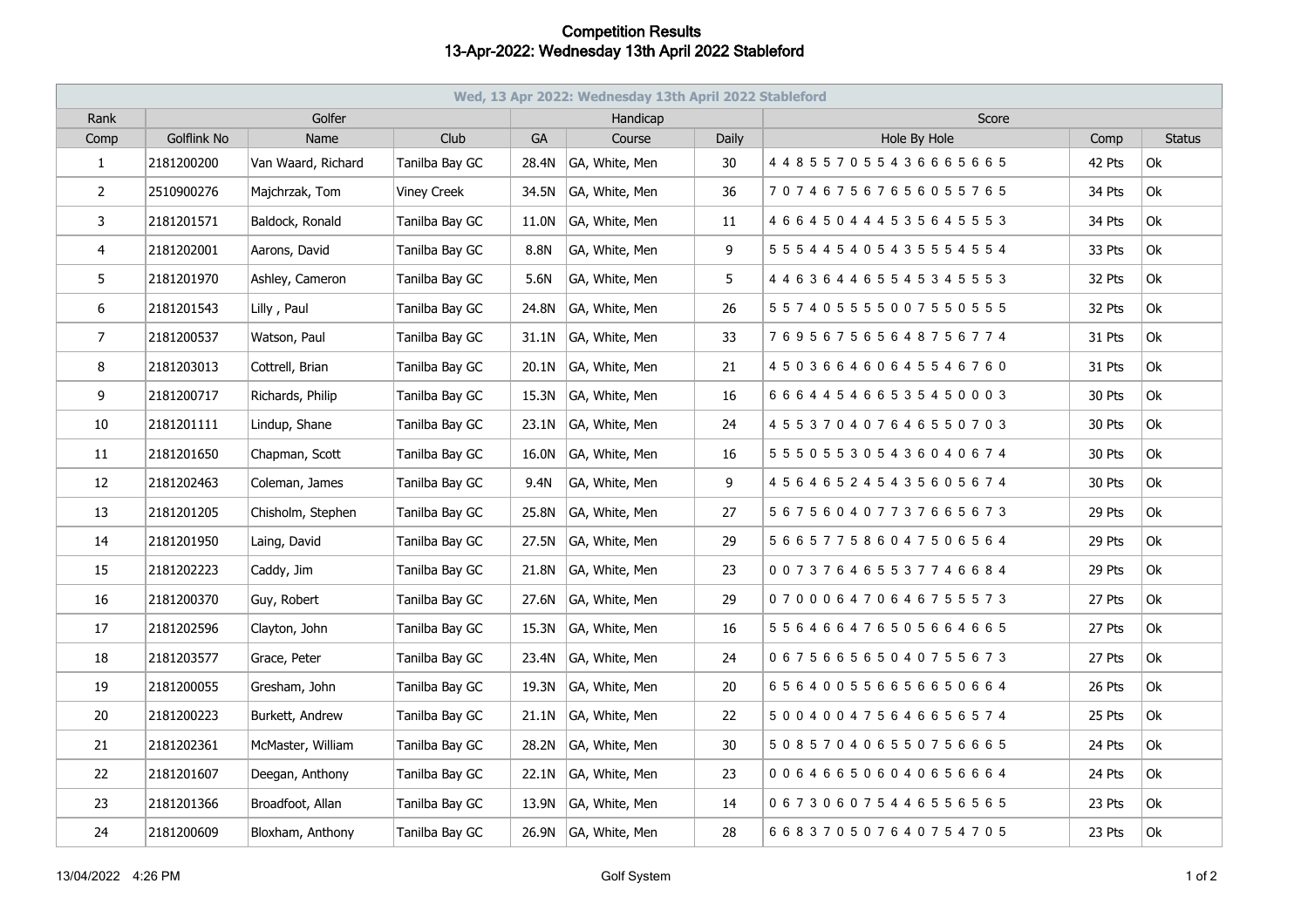# Competition Results
## 13-Apr-2022: Wednesday 13th April 2022 Stableford

| Wed, 13 Apr 2022: Wednesday 13th April 2022 Stableford | | | | | | | | | |
|---|---|---|---|---|---|---|---|---|---|
| Rank | Golfer | | | Handicap | | | Score | | |
| Comp | Golflink No | Name | Club | GA | Course | Daily | Hole By Hole | Comp | Status |
| 1 | 2181200200 | Van Waard, Richard | Tanilba Bay GC | 28.4N | GA, White, Men | 30 | 4 4 8 5 5 7 0 5 5 4 3 6 6 6 5 6 6 5 | 42 Pts | Ok |
| 2 | 2510900276 | Majchrzak, Tom | Viney Creek | 34.5N | GA, White, Men | 36 | 7 0 7 4 6 7 5 6 7 6 5 6 0 5 5 7 6 5 | 34 Pts | Ok |
| 3 | 2181201571 | Baldock, Ronald | Tanilba Bay GC | 11.0N | GA, White, Men | 11 | 4 6 6 4 5 0 4 4 4 5 3 5 6 4 5 5 5 3 | 34 Pts | Ok |
| 4 | 2181202001 | Aarons, David | Tanilba Bay GC | 8.8N | GA, White, Men | 9 | 5 5 5 4 4 5 4 0 5 4 3 5 5 5 4 5 5 4 | 33 Pts | Ok |
| 5 | 2181201970 | Ashley, Cameron | Tanilba Bay GC | 5.6N | GA, White, Men | 5 | 4 4 6 3 6 4 4 6 5 5 4 5 3 4 5 5 5 3 | 32 Pts | Ok |
| 6 | 2181201543 | Lilly , Paul | Tanilba Bay GC | 24.8N | GA, White, Men | 26 | 5 5 7 4 0 5 5 5 5 0 0 7 5 5 0 5 5 5 | 32 Pts | Ok |
| 7 | 2181200537 | Watson, Paul | Tanilba Bay GC | 31.1N | GA, White, Men | 33 | 7 6 9 5 6 7 5 6 5 6 4 8 7 5 6 7 7 4 | 31 Pts | Ok |
| 8 | 2181203013 | Cottrell, Brian | Tanilba Bay GC | 20.1N | GA, White, Men | 21 | 4 5 0 3 6 6 4 6 0 6 4 5 5 4 6 7 6 0 | 31 Pts | Ok |
| 9 | 2181200717 | Richards, Philip | Tanilba Bay GC | 15.3N | GA, White, Men | 16 | 6 6 6 4 4 5 4 6 6 5 3 5 4 5 0 0 0 3 | 30 Pts | Ok |
| 10 | 2181201111 | Lindup, Shane | Tanilba Bay GC | 23.1N | GA, White, Men | 24 | 4 5 5 3 7 0 4 0 7 6 4 6 5 5 0 7 0 3 | 30 Pts | Ok |
| 11 | 2181201650 | Chapman, Scott | Tanilba Bay GC | 16.0N | GA, White, Men | 16 | 5 5 5 0 5 5 3 0 5 4 3 6 0 4 0 6 7 4 | 30 Pts | Ok |
| 12 | 2181202463 | Coleman, James | Tanilba Bay GC | 9.4N | GA, White, Men | 9 | 4 5 6 4 6 5 2 4 5 4 3 5 6 0 5 6 7 4 | 30 Pts | Ok |
| 13 | 2181201205 | Chisholm, Stephen | Tanilba Bay GC | 25.8N | GA, White, Men | 27 | 5 6 7 5 6 0 4 0 7 7 3 7 6 6 5 6 7 3 | 29 Pts | Ok |
| 14 | 2181201950 | Laing, David | Tanilba Bay GC | 27.5N | GA, White, Men | 29 | 5 6 6 5 7 7 5 8 6 0 4 7 5 0 6 5 6 4 | 29 Pts | Ok |
| 15 | 2181202223 | Caddy, Jim | Tanilba Bay GC | 21.8N | GA, White, Men | 23 | 0 0 7 3 7 6 4 6 5 5 3 7 7 4 6 6 8 4 | 29 Pts | Ok |
| 16 | 2181200370 | Guy, Robert | Tanilba Bay GC | 27.6N | GA, White, Men | 29 | 0 7 0 0 0 6 4 7 0 6 4 6 7 5 5 5 7 3 | 27 Pts | Ok |
| 17 | 2181202596 | Clayton, John | Tanilba Bay GC | 15.3N | GA, White, Men | 16 | 5 5 6 4 6 6 4 7 6 5 0 5 6 6 4 6 6 5 | 27 Pts | Ok |
| 18 | 2181203577 | Grace, Peter | Tanilba Bay GC | 23.4N | GA, White, Men | 24 | 0 6 7 5 6 6 5 6 5 0 4 0 7 5 5 6 7 3 | 27 Pts | Ok |
| 19 | 2181200055 | Gresham, John | Tanilba Bay GC | 19.3N | GA, White, Men | 20 | 6 5 6 4 0 0 5 5 6 6 5 6 6 5 0 6 6 4 | 26 Pts | Ok |
| 20 | 2181200223 | Burkett, Andrew | Tanilba Bay GC | 21.1N | GA, White, Men | 22 | 5 0 0 4 0 0 4 7 5 6 4 6 6 5 6 5 7 4 | 25 Pts | Ok |
| 21 | 2181202361 | McMaster, William | Tanilba Bay GC | 28.2N | GA, White, Men | 30 | 5 0 8 5 7 0 4 0 6 5 5 0 7 5 6 6 6 5 | 24 Pts | Ok |
| 22 | 2181201607 | Deegan, Anthony | Tanilba Bay GC | 22.1N | GA, White, Men | 23 | 0 0 6 4 6 6 5 0 6 0 4 0 6 5 6 6 6 4 | 24 Pts | Ok |
| 23 | 2181201366 | Broadfoot, Allan | Tanilba Bay GC | 13.9N | GA, White, Men | 14 | 0 6 7 3 0 6 0 7 5 4 4 6 5 5 6 5 6 5 | 23 Pts | Ok |
| 24 | 2181200609 | Bloxham, Anthony | Tanilba Bay GC | 26.9N | GA, White, Men | 28 | 6 6 8 3 7 0 5 0 7 6 4 0 7 5 4 7 0 5 | 23 Pts | Ok |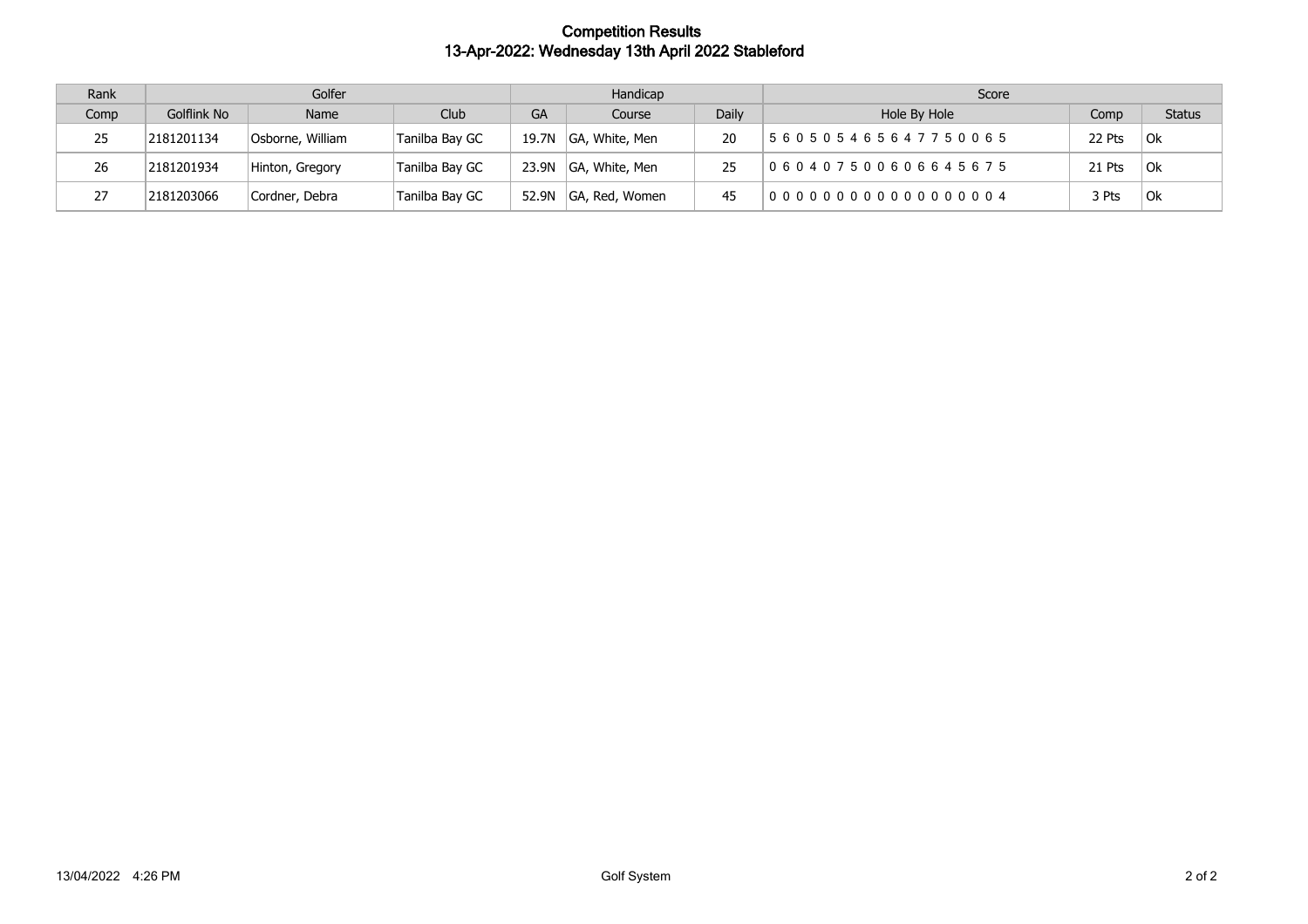# Competition Results
## 13-Apr-2022: Wednesday 13th April 2022 Stableford

| Rank | Golfer | | | Handicap | | | Score | | |
|---|---|---|---|---|---|---|---|---|---|
| Comp | Golflink No | Name | Club | GA | Course | Daily | Hole By Hole | Comp | Status |
| 25 | 2181201134 | Osborne, William | Tanilba Bay GC | 19.7N | GA, White, Men | 20 | 5 6 0 5 0 5 4 6 5 6 4 7 7 5 0 0 6 5 | 22 Pts | Ok |
| 26 | 2181201934 | Hinton, Gregory | Tanilba Bay GC | 23.9N | GA, White, Men | 25 | 0 6 0 4 0 7 5 0 0 6 0 6 6 4 5 6 7 5 | 21 Pts | Ok |
| 27 | 2181203066 | Cordner, Debra | Tanilba Bay GC | 52.9N | GA, Red, Women | 45 | 0 0 0 0 0 0 0 0 0 0 0 0 0 0 0 0 0 4 | 3 Pts | Ok |